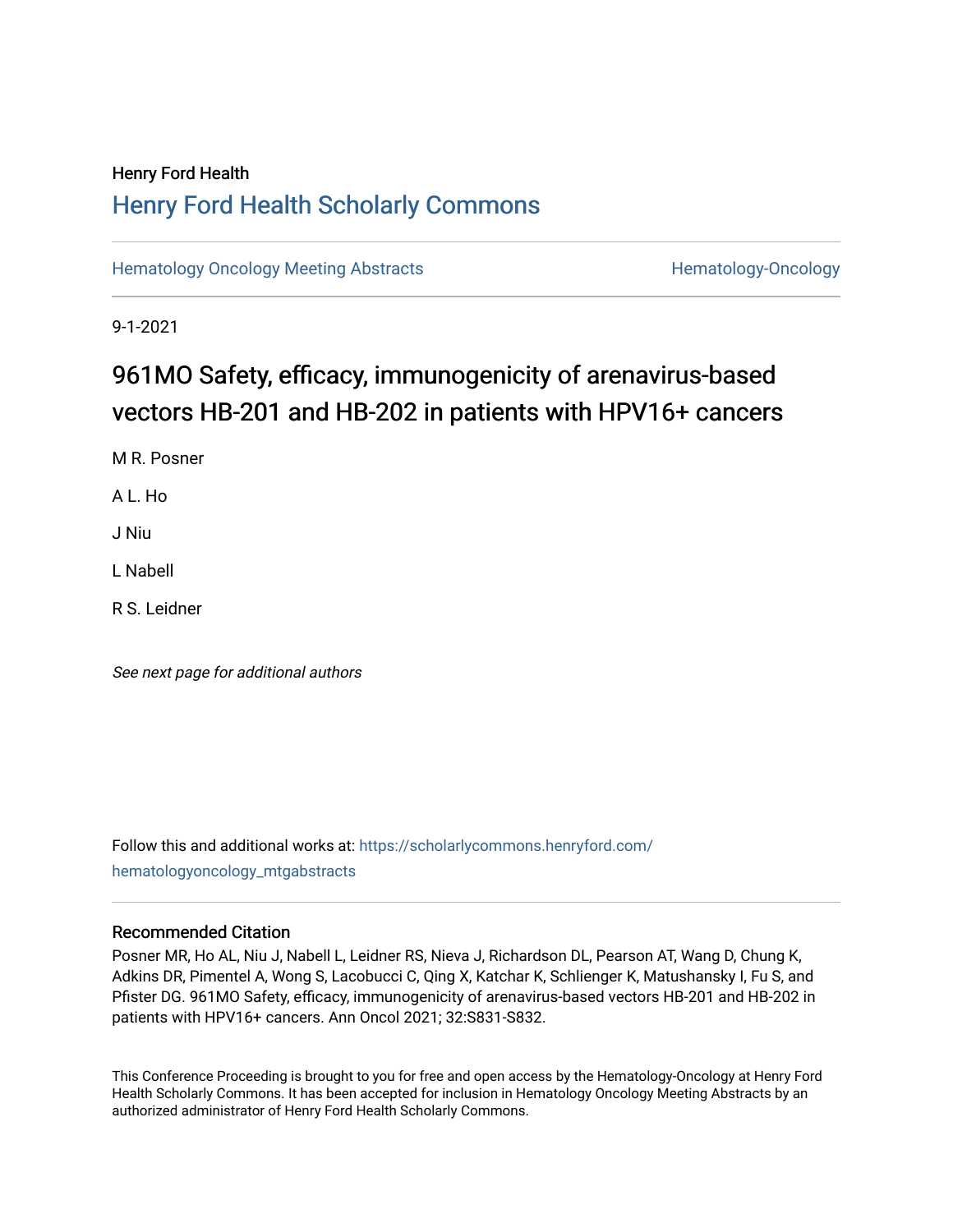Henry Ford Health

# Henry Ford Health Scholarly Commons

Hematology Oncology Meeting Abstracts

Hematology-Oncology

9-1-2021

# 961MO Safety, efficacy, immunogenicity of arenavirus-based vectors HB-201 and HB-202 in patients with HPV16+ cancers

M R. Posner

A L. Ho

J Niu

L Nabell

R S. Leidner

*See next page for additional authors*

Follow this and additional works at: https://scholarlycommons.henryford.com/hematologyoncology_mtgabstracts

## Recommended Citation

Posner MR, Ho AL, Niu J, Nabell L, Leidner RS, Nieva J, Richardson DL, Pearson AT, Wang D, Chung K, Adkins DR, Pimentel A, Wong S, Lacobucci C, Qing X, Katchar K, Schlienger K, Matushansky I, Fu S, and Pfister DG. 961MO Safety, efficacy, immunogenicity of arenavirus-based vectors HB-201 and HB-202 in patients with HPV16+ cancers. Ann Oncol 2021; 32:S831-S832.

This Conference Proceeding is brought to you for free and open access by the Hematology-Oncology at Henry Ford Health Scholarly Commons. It has been accepted for inclusion in Hematology Oncology Meeting Abstracts by an authorized administrator of Henry Ford Health Scholarly Commons.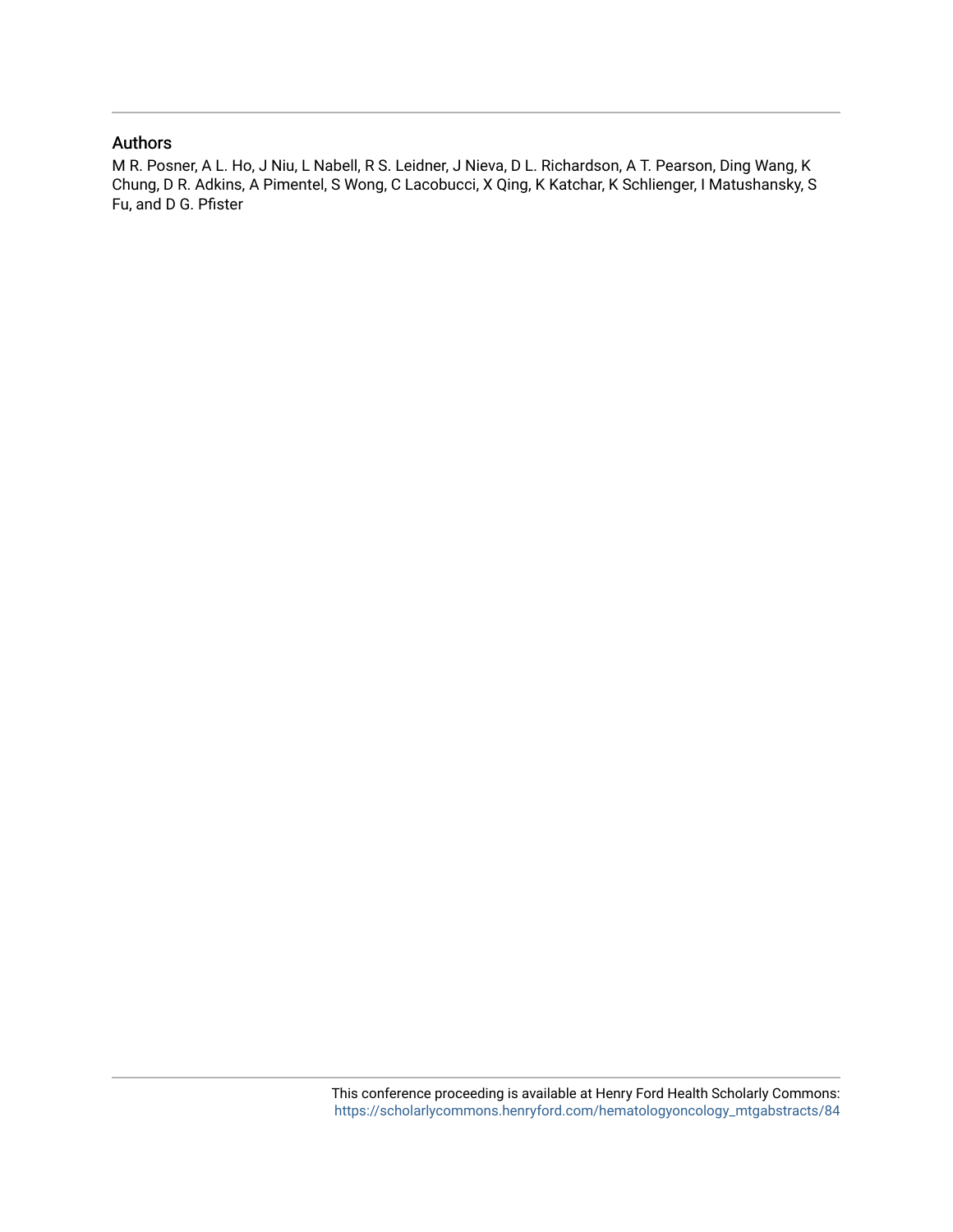## Authors

M R. Posner, A L. Ho, J Niu, L Nabell, R S. Leidner, J Nieva, D L. Richardson, A T. Pearson, Ding Wang, K Chung, D R. Adkins, A Pimentel, S Wong, C Lacobucci, X Qing, K Katchar, K Schlienger, I Matushansky, S Fu, and D G. Pfister

This conference proceeding is available at Henry Ford Health Scholarly Commons: https://scholarlycommons.henryford.com/hematologyoncology_mtgabstracts/84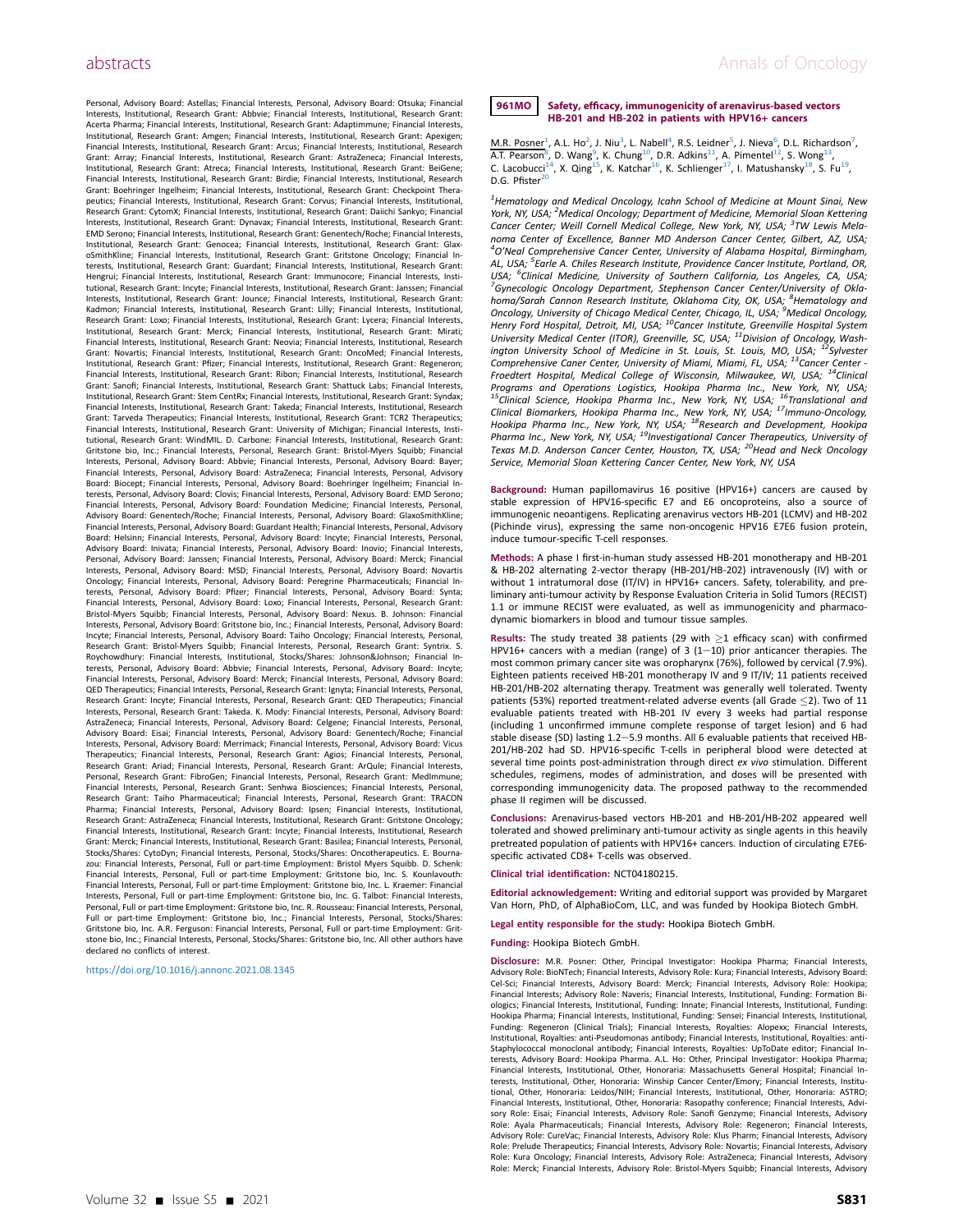Personal, Advisory Board: Astellas; Financial Interests, Personal, Advisory Board: Otsuka; Financial Interests, Institutional, Research Grant: Abbvie; Financial Interests, Institutional, Research Grant: Acerta Pharma; Financial Interests, Institutional, Research Grant: Adaptimmune; Financial Interests, Institutional, Research Grant: Amgen; Financial Interests, Institutional, Research Grant: Apexigen; Financial Interests, Institutional, Research Grant: Arcus; Financial Interests, Institutional, Research Grant: Array; Financial Interests, Institutional, Research Grant: AstraZeneca; Financial Interests, Institutional, Research Grant: Atreca; Financial Interests, Institutional, Research Grant: BeiGene; Financial Interests, Institutional, Research Grant: Birdie; Financial Interests, Institutional, Research Grant: Boehringer Ingelheim; Financial Interests, Institutional, Research Grant: Checkpoint Therapeutics; Financial Interests, Institutional, Research Grant: Corvus; Financial Interests, Institutional, Research Grant: CytomX; Financial Interests, Institutional, Research Grant: Daiichi Sankyo; Financial Interests, Institutional, Research Grant: Dynavax; Financial Interests, Institutional, Research Grant: EMD Serono; Financial Interests, Institutional, Research Grant: Genentech/Roche; Financial Interests, Institutional, Research Grant: Genocea; Financial Interests, Institutional, Research Grant: GlaxoSmithKline; Financial Interests, Institutional, Research Grant: Gritstone Oncology; Financial Interests, Institutional, Research Grant: Guardant; Financial Interests, Institutional, Research Grant: Hengrui; Financial Interests, Institutional, Research Grant: Immunocore; Financial Interests, Institutional, Research Grant: Incyte; Financial Interests, Institutional, Research Grant: Janssen; Financial Interests, Institutional, Research Grant: Jounce; Financial Interests, Institutional, Research Grant: Kadmon; Financial Interests, Institutional, Research Grant: Lilly; Financial Interests, Institutional, Research Grant: Loxo; Financial Interests, Institutional, Research Grant: Lycera; Financial Interests, Institutional, Research Grant: Merck; Financial Interests, Institutional, Research Grant: Mirati; Financial Interests, Institutional, Research Grant: Neovia; Financial Interests, Institutional, Research Grant: Novartis; Financial Interests, Institutional, Research Grant: OncoMed; Financial Interests, Institutional, Research Grant: Pfizer; Financial Interests, Institutional, Research Grant: Regeneron; Financial Interests, Institutional, Research Grant: Ribon; Financial Interests, Institutional, Research Grant: Sanofi; Financial Interests, Institutional, Research Grant: Shattuck Labs; Financial Interests, Institutional, Research Grant: Stem CentRx; Financial Interests, Institutional, Research Grant: Syndax; Financial Interests, Institutional, Research Grant: Takeda; Financial Interests, Institutional, Research Grant: Tarveda Therapeutics; Financial Interests, Institutional, Research Grant: TCR2 Therapeutics; Financial Interests, Institutional, Research Grant: University of Michigan; Financial Interests, Institutional, Research Grant: WindMIL. D. Carbone: Financial Interests, Institutional, Research Grant: Gritstone bio, Inc.; Financial Interests, Personal, Research Grant: Bristol-Myers Squibb; Financial Interests, Personal, Advisory Board: Abbvie; Financial Interests, Personal, Advisory Board: Bayer; Financial Interests, Personal, Advisory Board: AstraZeneca; Financial Interests, Personal, Advisory Board: Biocept; Financial Interests, Personal, Advisory Board: Boehringer Ingelheim; Financial Interests, Personal, Advisory Board: Clovis; Financial Interests, Personal, Advisory Board: EMD Serono; Financial Interests, Personal, Advisory Board: Foundation Medicine; Financial Interests, Personal, Advisory Board: Genentech/Roche; Financial Interests, Personal, Advisory Board: GlaxoSmithKline; Financial Interests, Personal, Advisory Board: Guardant Health; Financial Interests, Personal, Advisory Board: Helsinn; Financial Interests, Personal, Advisory Board: Incyte; Financial Interests, Personal, Advisory Board: Inivata; Financial Interests, Personal, Advisory Board: Inovio; Financial Interests, Personal, Advisory Board: Janssen; Financial Interests, Personal, Advisory Board: Merck; Financial Interests, Personal, Advisory Board: MSD; Financial Interests, Personal, Advisory Board: Novartis Oncology; Financial Interests, Personal, Advisory Board: Peregrine Pharmaceuticals; Financial Interests, Personal, Advisory Board: Pfizer; Financial Interests, Personal, Advisory Board: Synta; Financial Interests, Personal, Advisory Board: Loxo; Financial Interests, Personal, Research Grant: Bristol-Myers Squibb; Financial Interests, Personal, Advisory Board: Nexus. B. Johnson: Financial Interests, Personal, Advisory Board: Gritstone bio, Inc.; Financial Interests, Personal, Advisory Board: Incyte; Financial Interests, Personal, Advisory Board: Taiho Oncology; Financial Interests, Personal, Research Grant: Bristol-Myers Squibb; Financial Interests, Personal, Research Grant: Syntrix. S. Roychowdhury: Financial Interests, Institutional, Stocks/Shares: Johnson&Johnson; Financial Interests, Personal, Advisory Board: Abbvie; Financial Interests, Personal, Advisory Board: Incyte; Financial Interests, Personal, Advisory Board: Merck; Financial Interests, Personal, Advisory Board: QED Therapeutics; Financial Interests, Personal, Research Grant: Ignyta; Financial Interests, Personal, Research Grant: Incyte; Financial Interests, Personal, Research Grant: QED Therapeutics; Financial Interests, Personal, Research Grant: Takeda. K. Mody: Financial Interests, Personal, Advisory Board: AstraZeneca; Financial Interests, Personal, Advisory Board: Celgene; Financial Interests, Personal, Advisory Board: Eisai; Financial Interests, Personal, Advisory Board: Genentech/Roche; Financial Interests, Personal, Advisory Board: Merrimack; Financial Interests, Personal, Advisory Board: Vicus Therapeutics; Financial Interests, Personal, Research Grant: Agios; Financial Interests, Personal, Research Grant: Ariad; Financial Interests, Personal, Research Grant: ArQule; Financial Interests, Personal, Research Grant: FibroGen; Financial Interests, Personal, Research Grant: MedImmune; Financial Interests, Personal, Research Grant: Senhwa Biosciences; Financial Interests, Personal, Research Grant: Taiho Pharmaceutical; Financial Interests, Personal, Research Grant: TRACON Pharma; Financial Interests, Personal, Advisory Board: Ipsen; Financial Interests, Institutional, Research Grant: AstraZeneca; Financial Interests, Institutional, Research Grant: Gritstone Oncology; Financial Interests, Institutional, Research Grant: Incyte; Financial Interests, Institutional, Research Grant: Merck; Financial Interests, Institutional, Research Grant: Basilea; Financial Interests, Personal, Stocks/Shares: CytoDyn; Financial Interests, Personal, Stocks/Shares: Oncotherapeutics. E. Bournazou: Financial Interests, Personal, Full or part-time Employment: Bristol Myers Squibb. D. Schenk: Financial Interests, Personal, Full or part-time Employment: Gritstone bio, Inc. S. Kounlavouth: Financial Interests, Personal, Full or part-time Employment: Gritstone bio, Inc. L. Kraemer: Financial Interests, Personal, Full or part-time Employment: Gritstone bio, Inc. G. Talbot: Financial Interests, Personal, Full or part-time Employment: Gritstone bio, Inc. R. Rousseau: Financial Interests, Personal, Full or part-time Employment: Gritstone bio, Inc.; Financial Interests, Personal, Stocks/Shares: Gritstone bio, Inc. A.R. Ferguson: Financial Interests, Personal, Full or part-time Employment: Gritstone bio, Inc.; Financial Interests, Personal, Stocks/Shares: Gritstone bio, Inc. All other authors have declared no conflicts of interest.

https://doi.org/10.1016/j.annonc.2021.08.1345

## 961MO Safety, efficacy, immunogenicity of arenavirus-based vectors HB-201 and HB-202 in patients with HPV16+ cancers

M.R. Posner[1], A.L. Ho[2], J. Niu[3], L. Nabell[4], R.S. Leidner[5], J. Nieva[6], D.L. Richardson[7], A.T. Pearson[8], D. Wang[9], K. Chung[10], D.R. Adkins[11], A. Pimentel[12], S. Wong[13], C. Lacobucci[14], X. Qing[15], K. Katchar[16], K. Schlienger[17], I. Matushansky[18], S. Fu[19], D.G. Pfister[20]

*[1]Hematology and Medical Oncology, Icahn School of Medicine at Mount Sinai, New York, NY, USA; [2]Medical Oncology; Department of Medicine, Memorial Sloan Kettering Cancer Center; Weill Cornell Medical College, New York, NY, USA; [3]TW Lewis Melanoma Center of Excellence, Banner MD Anderson Cancer Center, Gilbert, AZ, USA; [4]O'Neal Comprehensive Cancer Center, University of Alabama Hospital, Birmingham, AL, USA; [5]Earle A. Chiles Research Institute, Providence Cancer Institute, Portland, OR, USA; [6]Clinical Medicine, University of Southern California, Los Angeles, CA, USA; [7]Gynecologic Oncology Department, Stephenson Cancer Center/University of Oklahoma/Sarah Cannon Research Institute, Oklahoma City, OK, USA; [8]Hematology and Oncology, University of Chicago Medical Center, Chicago, IL, USA; [9]Medical Oncology, Henry Ford Hospital, Detroit, MI, USA; [10]Cancer Institute, Greenville Hospital System University Medical Center (ITOR), Greenville, SC, USA; [11]Division of Oncology, Washington University School of Medicine in St. Louis, St. Louis, MO, USA; [12]Sylvester Comprehensive Caner Center, University of Miami, Miami, FL, USA; [13]Cancer Center - Froedtert Hospital, Medical College of Wisconsin, Milwaukee, WI, USA; [14]Clinical Programs and Operations Logistics, Hookipa Pharma Inc., New York, NY, USA; [15]Clinical Science, Hookipa Pharma Inc., New York, NY, USA; [16]Translational and Clinical Biomarkers, Hookipa Pharma Inc., New York, NY, USA; [17]Immuno-Oncology, Hookipa Pharma Inc., New York, NY, USA; [18]Research and Development, Hookipa Pharma Inc., New York, NY, USA; [19]Investigational Cancer Therapeutics, University of Texas M.D. Anderson Cancer Center, Houston, TX, USA; [20]Head and Neck Oncology Service, Memorial Sloan Kettering Cancer Center, New York, NY, USA*

**Background:** Human papillomavirus 16 positive (HPV16+) cancers are caused by stable expression of HPV16-specific E7 and E6 oncoproteins, also a source of immunogenic neoantigens. Replicating arenavirus vectors HB-201 (LCMV) and HB-202 (Pichinde virus), expressing the same non-oncogenic HPV16 E7E6 fusion protein, induce tumour-specific T-cell responses.

**Methods:** A phase I first-in-human study assessed HB-201 monotherapy and HB-201 & HB-202 alternating 2-vector therapy (HB-201/HB-202) intravenously (IV) with or without 1 intratumoral dose (IT/IV) in HPV16+ cancers. Safety, tolerability, and preliminary anti-tumour activity by Response Evaluation Criteria in Solid Tumors (RECIST) 1.1 or immune RECIST were evaluated, as well as immunogenicity and pharmacodynamic biomarkers in blood and tumour tissue samples.

**Results:** The study treated 38 patients (29 with $\geq$1 efficacy scan) with confirmed HPV16+ cancers with a median (range) of 3 (1$-$10) prior anticancer therapies. The most common primary cancer site was oropharynx (76%), followed by cervical (7.9%). Eighteen patients received HB-201 monotherapy IV and 9 IT/IV; 11 patients received HB-201/HB-202 alternating therapy. Treatment was generally well tolerated. Twenty patients (53%) reported treatment-related adverse events (all Grade $\leq$2). Two of 11 evaluable patients treated with HB-201 IV every 3 weeks had partial response (including 1 unconfirmed immune complete response of target lesion) and 6 had stable disease (SD) lasting 1.2$-$5.9 months. All 6 evaluable patients that received HB-201/HB-202 had SD. HPV16-specific T-cells in peripheral blood were detected at several time points post-administration through direct *ex vivo* stimulation. Different schedules, regimens, modes of administration, and doses will be presented with corresponding immunogenicity data. The proposed pathway to the recommended phase II regimen will be discussed.

**Conclusions:** Arenavirus-based vectors HB-201 and HB-201/HB-202 appeared well tolerated and showed preliminary anti-tumour activity as single agents in this heavily pretreated population of patients with HPV16+ cancers. Induction of circulating E7E6-specific activated CD8+ T-cells was observed.

**Clinical trial identification:** NCT04180215.

**Editorial acknowledgement:** Writing and editorial support was provided by Margaret Van Horn, PhD, of AlphaBioCom, LLC, and was funded by Hookipa Biotech GmbH.

**Legal entity responsible for the study:** Hookipa Biotech GmbH.

**Funding:** Hookipa Biotech GmbH.

**Disclosure:** M.R. Posner: Other, Principal Investigator: Hookipa Pharma; Financial Interests, Advisory Role: BioNTech; Financial Interests, Advisory Role: Kura; Financial Interests, Advisory Board: Cel-Sci; Financial Interests, Advisory Board: Merck; Financial Interests, Advisory Role: Hookipa; Financial Interests; Advisory Role: Naveris; Financial Interests, Institutional, Funding: Formation Biologics; Financial Interests, Institutional, Funding: Innate; Financial Interests, Institutional, Funding: Hookipa Pharma; Financial Interests, Institutional, Funding: Sensei; Financial Interests, Institutional, Funding: Regeneron (Clinical Trials); Financial Interests, Royalties: Alopexx; Financial Interests, Institutional, Royalties: anti-Pseudomonas antibody; Financial Interests, Institutional, Royalties: anti-Staphylococcal monoclonal antibody; Financial Interests, Royalties: UpToDate editor; Financial Interests, Advisory Board: Hookipa Pharma. A.L. Ho: Other, Principal Investigator: Hookipa Pharma; Financial Interests, Institutional, Other, Honoraria: Massachusetts General Hospital; Financial Interests, Institutional, Other, Honoraria: Winship Cancer Center/Emory; Financial Interests, Institutional, Other, Honoraria: Leidos/NIH; Financial Interests, Institutional, Other, Honoraria: ASTRO; Financial Interests, Institutional, Other, Honoraria: Rasopathy conference; Financial Interests, Advisory Role: Eisai; Financial Interests, Advisory Role: Sanofi Genzyme; Financial Interests, Advisory Role: Ayala Pharmaceuticals; Financial Interests, Advisory Role: Regeneron; Financial Interests, Advisory Role: CureVac; Financial Interests, Advisory Role: Klus Pharm; Financial Interests, Advisory Role: Prelude Therapeutics; Financial Interests, Advisory Role: Novartis; Financial Interests, Advisory Role: Kura Oncology; Financial Interests, Advisory Role: AstraZeneca; Financial Interests, Advisory Role: Merck; Financial Interests, Advisory Role: Bristol-Myers Squibb; Financial Interests, Advisory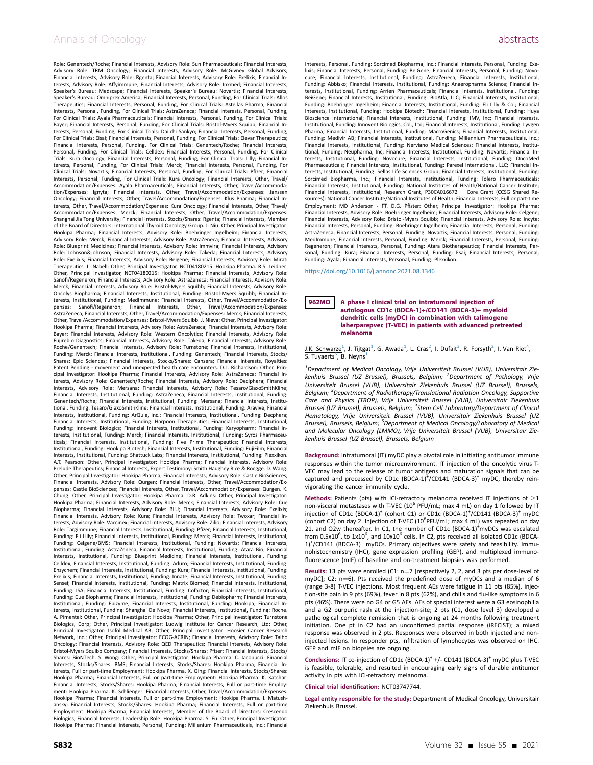Role: Genentech/Roche; Financial Interests, Advisory Role: Sun Pharmaceuticals; Financial Interests, Advisory Role: TRM Oncology; Financial Interests, Advisory Role: McGivney Global Advisors; Financial Interests, Advisory Role: Rgenta; Financial Interests, Advisory Role: Exelixis; Financial Interests, Advisory Role: Affyimmune; Financial Interests, Advisory Role: Inxmed; Financial Interests, Speaker's Bureau: Medscape; Financial Interests, Speaker's Bureau: Novartis; Financial Interests, Speaker's Bureau: Omniprex America; Financial Interests, Personal, Funding, For Clinical Trials: Allos Therapeutics; Financial Interests, Personal, Funding, For Clinical Trials: Astellas Pharma; Financial Interests, Personal, Funding, For Clinical Trials: AstraZeneca; Financial Interests, Personal, Funding, For Clinical Trials: Ayala Pharmaceuticals; Financial Interests, Personal, Funding, For Clinical Trials: Bayer; Financial Interests, Personal, Funding, For Clinical Trials: Bristol-Myers Squibb; Financial Interests, Personal, Funding, For Clinical Trials: Daiichi Sankyo; Financial Interests, Personal, Funding, For Clinical Trials: Eisai; Financial Interests, Personal, Funding, For Clinical Trials: Elevar Therapeutics; Financial Interests, Personal, Funding, For Clinical Trials: Genentech/Roche; Financial Interests, Personal, Funding, For Clinical Trials: Celldex; Financial Interests, Personal, Funding, For Clinical Trials: Kura Oncology; Financial Interests, Personal, Funding, For Clinical Trials: Lilly; Financial Interests, Personal, Funding, For Clinical Trials: Merck; Financial Interests, Personal, Funding, For Clinical Trials: Novartis; Financial Interests, Personal, Funding, For Clinical Trials: Pfizer; Financial Interests, Personal, Funding, For Clinical Trials: Kura Oncology; Financial Interests, Other, Travel/Accommodation/Expenses: Ayala Pharmaceuticals; Financial Interests, Other, Travel/Accommodation/Expenses: Ignyta; Financial Interests, Other, Travel/Accommodation/Expenses: Janssen Oncology; Financial Interests, Other, Travel/Accommodation/Expenses: Klus Pharma; Financial Interests, Other, Travel/Accommodation/Expenses: Kura Oncology; Financial Interests, Other, Travel/Accommodation/Expenses: Merck; Financial Interests, Other, Travel/Accommodation/Expenses: Shanghai Jia Tong University; Financial Interests, Stocks/Shares: Rgenta; Financial Interests, Member of the Board of Directors: International Thyroid Oncology Group. J. Niu: Other, Principal Investigator: Hookipa Pharma; Financial Interests, Advisory Role: Boehringer Ingelheim; Financial Interests, Advisory Role: Merck; Financial Interests, Advisory Role: AstraZeneca; Financial Interests, Advisory Role: Blueprint Medicines; Financial Interests, Advisory Role: Immvira; Financial Interests, Advisory Role: Johnson&Johnson; Financial Interests, Advisory Role: Takeda; Financial Interests, Advisory Role: Exelixis; Financial Interests, Advisory Role: Beigene; Financial Interests, Advisory Role: Mirati Therapeutics. L. Nabell: Other, Principal Investigator, NCT04180215: Hookipa Pharma. R.S. Leidner: Other, Principal Investigator, NCT04180215: Hookipa Pharma; Financial Interests, Advisory Role: Sanofi/Regeneron; Financial Interests, Advisory Role: AstraZeneca; Financial Interests, Advisory Role: Merck; Financial Interests, Advisory Role: Bristol-Myers Squibb; Financial Interests, Advisory Role: Oncolys Biopharma; Financial Interests, Institutional, Funding: Bristol-Myers Squibb; Financial Interests, Institutional, Funding: MedImmune; Financial Interests, Other, Travel/Accommodation/Expenses: Sanofi/Regeneron; Financial Interests, Other, Travel/Accommodation/Expenses: AstraZeneca; Financial Interests, Other, Travel/Accommodation/Expenses: Merck; Financial Interests, Other, Travel/Accommodation/Expenses: Bristol-Myers Squibb. J. Nieva: Other, Principal Investigator: Hookipa Pharma; Financial Interests, Advisory Role: AstraZeneca; Financial Interests, Advisory Role: Bayer; Financial Interests, Advisory Role: Western Oncolytics; Financial Interests, Advisory Role: Fujirebio Diagnostics; Financial Interests, Advisory Role: Takeda; Financial Interests, Advisory Role: Roche/Genentech; Financial Interests, Advisory Role: Turnstone; Financial Interests, Institutional, Funding: Merck; Financial Interests, Institutional, Funding: Genentech; Financial Interests, Stocks/Shares: Epic Sciences; Financial Interests, Stocks/Shares: Cansera; Financial Interests, Royalties: Patent Pending - movement and unexpected health care encounters. D.L. Richardson: Other, Principal Investigator: Hookipa Pharma; Financial Interests, Advisory Role: AstraZeneca; Financial Interests, Advisory Role: Genentech/Roche; Financial Interests, Advisory Role: Deciphera; Financial Interests, Advisory Role: Mersana; Financial Interests, Advisory Role: Tesaro/GlaxoSmithKline; Financial Interests, Institutional, Funding: AstraZeneca; Financial Interests, Institutional, Funding: Genentech/Roche; Financial Interests, Institutional, Funding: Mersana; Financial Interests, Institutional, Funding: Tesaro/GlaxoSmithKline; Financial Interests, Institutional, Funding: Aravive; Financial Interests, Institutional, Funding: ArQule, Inc.; Financial Interests, Institutional, Funding: Decphera; Financial Interests, Institutional, Funding: Harpoon Therapeutics; Financial Interests, Institutional, Funding: Innovent Biologics; Financial Interests, Institutional, Funding: Karyopharm; Financial Interests, Institutional, Funding: Merck; Financial Interests, Institutional, Funding: Syros Pharmaceuticals; Financial Interests, Institutional, Funding: Five Prime Therapeutics; Financial Interests, Institutional, Funding: Hookipa Biotech; Financial Interests, Institutional, Funding: FujiFilm; Financial Interests, Institutional, Funding: Shattuck Labs; Financial Interests, Institutional, Funding: Plexxikon. A.T. Pearson: Other, Principal Investigator: Hookipa Pharma; Financial Interests, Advisory Role: Prelude Therapeutics; Financial Interests, Expert Testimony: Smith Haughey Rice & Roegge. D. Wang: Other, Principal Investigator: Hookipa Pharma; Financial Interests, Advisory Role: Castle BioSciences; Financial Interests, Advisory Role: Qurgen; Financial Interests, Other, Travel/Accommodation/Expenses: Castle BioSciences; Financial Interests, Other, Travel/Accommodation/Expenses: Qurgen. K. Chung: Other, Principal Investigator: Hookipa Pharma. D.R. Adkins: Other, Principal Investigator: Hookipa Pharma; Financial Interests, Advisory Role: Merck; Financial Interests, Advisory Role: Cue Biopharma; Financial Interests, Advisory Role: BLU; Financial Interests, Advisory Role: Exelixis; Financial Interests, Advisory Role: Kura; Financial Interests, Advisory Role: Twoxar; Financial Interests, Advisory Role: Vaccinex; Financial Interests, Advisory Role: Zilio; Financial Interests, Advisory Role: Targimmune; Financial Interests, Institutional, Funding: Pfizer; Financial Interests, Institutional, Funding: Eli Lilly; Financial Interests, Institutional, Funding: Merck; Financial Interests, Institutional, Funding: Celgene/BMS; Financial Interests, Institutional, Funding: Novartis; Financial Interests, Institutional, Funding: AstraZeneca; Financial Interests, Institutional, Funding: Atara Bio; Financial Interests, Institutional, Funding: Blueprint Medicine; Financial Interests, Institutional, Funding: Celldex; Financial Interests, Institutional, Funding: Aduro; Financial Interests, Institutional, Funding: Enzychem; Financial Interests, Institutional, Funding: Kura; Financial Interests, Institutional, Funding: Exelixis; Financial Interests, Institutional, Funding: Innate; Financial Interests, Institutional, Funding: Sensei; Financial Interests, Institutional, Funding: Matrix Biomed; Financial Interests, Institutional, Funding: ISA; Financial Interests, Institutional, Funding: Cofactor; Financial Interests, Institutional, Funding: Cue Biopharma; Financial Interests, Institutional, Funding: Debiopharm; Financial Interests, Institutional, Funding: Epizyme; Financial Interests, Institutional, Funding: Hookipa; Financial Interests, Institutional, Funding: Shanghai De Novo; Financial Interests, Institutional, Funding: Roche. A. Pimentel: Other, Principal Investigator: Hookipa Pharma; Other, Principal Investigator: Turnstone Biologics, Corp; Other, Principal Investigator: Ludwig Institute for Cancer Research, Ltd; Other, Principal Investigator: Isofol Medical AB; Other, Principal Investigator: Hoosier Cancer Research Network, Inc.; Other, Principal Investigator: ECOG-ACRIN; Financial Interests, Advisory Role: Taiho Oncology; Financial Interests, Advisory Role: QED Therapeutics; Financial Interests, Advisory Role: Bristol-Myers Squibb Company; Financial Interests, Stocks/Shares: Pfizer; Financial Interests, Stocks/Shares: BioNTech. S. Wong: Other, Principal Investigator: Hookipa Pharma. C. Iacobucci: Financial Interests, Stocks/Shares: BMS; Financial Interests, Stocks/Shares: Hookipa Pharma; Financial Interests, Full or part-time Employment: Hookipa Pharma. X. Qing: Financial Interests, Stocks/Shares: Hookipa Pharma; Financial Interests, Full or part-time Employment: Hookipa Pharma. K. Katchar: Financial Interests, Stocks/Shares: Hookipa Pharma; Financial Interests, Full or part-time Employment: Hookipa Pharma. K. Schlienger: Financial Interests, Other, Travel/Accommodation/Expenses: Hookipa Pharma; Financial Interests, Full or part-time Employment: Hookipa Pharma. I. Matushansky: Financial Interests, Stocks/Shares: Hookipa Pharma; Financial Interests, Full or part-time Employment: Hookipa Pharma; Financial Interests, Member of the Board of Directors: Crescendo Biologics; Financial Interests, Leadership Role: Hookipa Pharma. S. Fu: Other, Principal Investigator: Hookipa Pharma; Financial Interests, Personal, Funding: Millenium Pharmaceuticals, Inc.; Financial Interests, Personal, Funding: Sorcimed Biopharma, Inc.; Financial Interests, Personal, Funding: Exelixis; Financial Interests, Personal, Funding: BeiGene; Financial Interests, Personal, Funding: Novocure; Financial Interests, Institutional, Funding: AstraZeneca; Financial Interests, Institutional, Funding: Abbisko; Financial Interests, Institutional, Funding: Anaeropharma Science; Financial Interests, Institutional, Funding: Arrien Pharmaceuticals; Financial Interests, Institutional, Funding: BeiGene; Financial Interests, Institutional, Funding: BioAtla, LLC; Financial Interests, Institutional, Funding: Boehringer Ingelheim; Financial Interests, Institutional, Funding: Eli Lilly & Co.; Financial Interests, Institutional, Funding: Hookipa Biotech; Financial Interests, Institutional, Funding: Huya Bioscience International; Financial Interests, Institutional, Funding: IMV, Inc; Financial Interests, Institutional, Funding: Innovent Biologics, Col., Ltd; Financial Interests, Institutional, Funding: Lyvgen Pharma; Financial Interests, Institutional, Funding: MacroGenics; Financial Interests, Institutional, Funding: Medivir AB; Financial Interests, Institutional, Funding: Millennium Pharmaceuticals, Inc.; Financial Interests, Institutional, Funding: Nerviano Medical Sciences; Financial Interests, Institutional, Funding: Neupharma, Inc; Financial Interests, Institutional, Funding: Novartis; Financial Interests, Institutional, Funding: Novocure; Financial Interests, Institutional, Funding: OncoMed Pharmaceuticals; Financial Interests, Institutional, Funding: Parexel International, LLC; Financial Interests, Institutional, Funding: Sellas Life Sciences Group; Financial Interests, Institutional, Funding: Sorcimed Biopharma, Inc.; Financial Interests, Institutional, Funding: Tolero Pharmaceuticals; Financial Interests, Institutional, Funding: National Institutes of Health/National Cancer Institute; Financial Interests, Institutional, Research Grant, P30CA016672 – Core Grant (CCSG Shared Resources): National Cancer Institute/National Institutes of Health; Financial Interests, Full or part-time Employment: MD Anderson - FT. D.G. Pfister: Other, Principal Investigator: Hookipa Pharma; Financial Interests, Advisory Role: Boehringer Ingelheim; Financial Interests, Advisory Role: Celgene; Financial Interests, Advisory Role: Bristol-Myers Squibb; Financial Interests, Advisory Role: Incyte; Financial Interests, Personal, Funding: Boehringer Ingelheim; Financial Interests, Personal, Funding: AstraZeneca; Financial Interests, Personal, Funding: Novartis; Financial Interests, Personal, Funding: MedImmune; Financial Interests, Personal, Funding: Merck; Financial Interests, Personal, Funding: Regeneron; Financial Interests, Personal, Funding: Atara Biotherapeutics; Financial Interests, Personal, Funding: Kura; Financial Interests, Personal, Funding: Esai; Financial Interests, Personal, Funding: Ayala; Financial Interests, Personal, Funding: Plexxikon.

https://doi.org/10.1016/j.annonc.2021.08.1346

## 962MO A phase I clinical trial on intratumoral injection of autologous CD1c (BDCA-1)+/CD141 (BDCA-3)+ myeloid dendritic cells (myDC) in combination with talimogene laherparepvec (T-VEC) in patients with advanced pretreated melanoma

J.K. Schwarze[1], J. Tijtgat[1], G. Awada[1], L. Cras[2], I. Dufait[3], R. Forsyth[2], I. Van Riet[4], S. Tuyaerts[5], B. Neyns[1]

*[1]Department of Medical Oncology, Vrije Universiteit Brussel (VUB), Universitair Ziekenhuis Brussel (UZ Brussel), Brussels, Belgium; [2]Department of Pathology, Vrije Universiteit Brussel (VUB), Universitair Ziekenhuis Brussel (UZ Brussel), Brussels, Belgium; [3]Department of Radiotherapy/Translational Radiation Oncology, Supportive Care and Physics (TROP), Vrije Universiteit Brussel (VUB), Universitair Ziekenhuis Brussel (UZ Brussel), Brussels, Belgium; [4]Stem Cell Laboratory/Department of Clinical Hematology, Vrije Universiteit Brussel (VUB), Universitair Ziekenhuis Brussel (UZ Brussel), Brussels, Belgium; [5]Department of Medical Oncology/Laboratory of Medical and Molecular Oncology (LMMO), Vrije Universiteit Brussel (VUB), Universitair Ziekenhuis Brussel (UZ Brussel), Brussels, Belgium*

**Background:** Intratumoral (IT) myDC play a pivotal role in initiating antitumor immune responses within the tumor microenvironment. IT injection of the oncolytic virus T-VEC may lead to the release of tumor antigens and maturation signals that can be captured and processed by CD1c (BDCA-1)$^+$/CD141 (BDCA-3)$^+$ myDC, thereby reinvigorating the cancer immunity cycle.

**Methods:** Patients (pts) with ICI-refractory melanoma received IT injections of $\geq$1 non-visceral metastases with T-VEC ($10^6$ PFU/mL; max 4 mL) on day 1 followed by IT injection of CD1c (BDCA-1)$^+$ (cohort C1) or CD1c (BDCA-1)$^+$/CD141 (BDCA-3)$^+$ myDC (cohort C2) on day 2. Injection of T-VEC ($10^8$PFU/mL; max 4 mL) was repeated on day 21, and Q2w thereafter. In C1, the number of CD1c (BDCA-1)$^+$myDCs was escalated from 0.5x$10^6$, to 1x$10^6$, and 10x$10^6$ cells. In C2, pts received all isolated CD1c (BDCA-1)$^+$/CD141 (BDCA-3)$^+$ myDCs. Primary objectives were safety and feasibility. Immunohistochemistry (IHC), gene expression profiling (GEP), and multiplexed immunofluorescence (mIF) of baseline and on-treatment biopsies was performed.

**Results:** 13 pts were enrolled (C1: n=7 [respectively 2, 2, and 3 pts per dose-level of myDC]; C2: n=6). Pts received the predefined dose of myDCs and a median of 6 (range 3-8) T-VEC injections. Most frequent AEs were fatigue in 11 pts (85%), injection-site pain in 9 pts (69%), fever in 8 pts (62%), and chills and flu-like symptoms in 6 pts (46%). There were no G4 or G5 AEs. AEs of special interest were a G3 eosinophilia and a G2 purpuric rash at the injection-site; 2 pts (C1, dose level 3) developed a pathological complete remission that is ongoing at 24 months following treatment initiation. One pt in C2 had an unconfirmed partial response (iRECIST); a mixed response was observed in 2 pts. Responses were observed in both injected and non-injected lesions. In responder pts, infiltration of lymphocytes was observed on IHC. GEP and mIF on biopsies are ongoing.

**Conclusions:** IT co-injection of CD1c (BDCA-1)$^+$ +/- CD141 (BDCA-3)$^+$ myDC plus T-VEC is feasible, tolerable, and resulted in encouraging early signs of durable antitumor activity in pts with ICI-refractory melanoma.

**Clinical trial identification:** NCT03747744.

**Legal entity responsible for the study:** Department of Medical Oncology, Universitair Ziekenhuis Brussel.